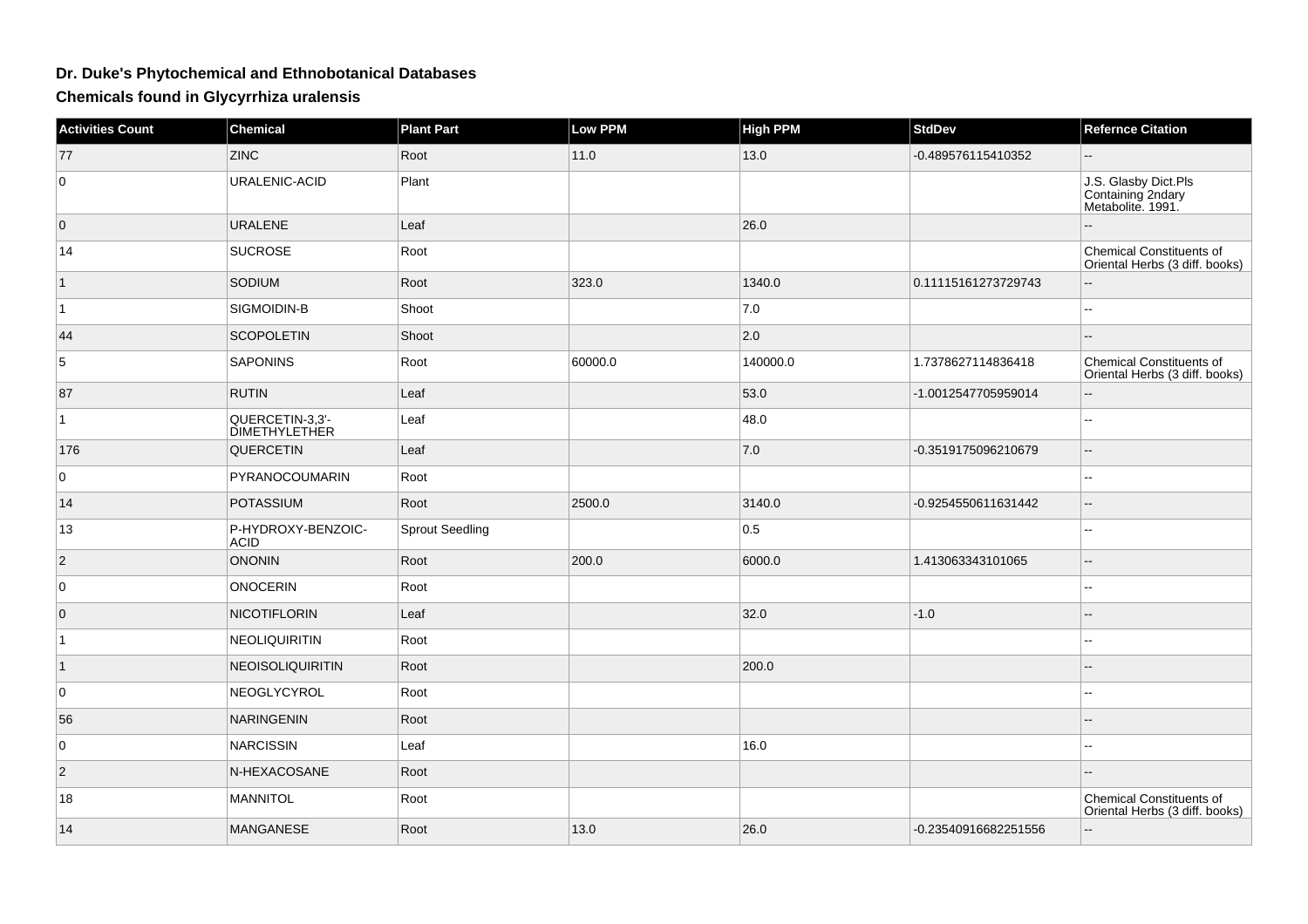# Dr. Duke's Phytochemical and Ethnobotanical Databases

## Chemicals found in Glycyrrhiza uralensis

| Activities Count | Chemical | Plant Part | Low PPM | High PPM | StdDev | Refernce Citation |
|---|---|---|---|---|---|---|
| 77 | ZINC | Root | 11.0 | 13.0 | -0.489576115410352 | -- |
| 0 | URALENIC-ACID | Plant | | | | J.S. Glasby Dict.Pls Containing 2ndary Metabolite. 1991. |
| 0 | URALENE | Leaf | | 26.0 | | -- |
| 14 | SUCROSE | Root | | | | Chemical Constituents of Oriental Herbs (3 diff. books) |
| 1 | SODIUM | Root | 323.0 | 1340.0 | 0.11115161273729743 | -- |
| 1 | SIGMOIDIN-B | Shoot | | 7.0 | | -- |
| 44 | SCOPOLETIN | Shoot | | 2.0 | | -- |
| 5 | SAPONINS | Root | 60000.0 | 140000.0 | 1.7378627114836418 | Chemical Constituents of Oriental Herbs (3 diff. books) |
| 87 | RUTIN | Leaf | | 53.0 | -1.0012547705959014 | -- |
| 1 | QUERCETIN-3,3'-DIMETHYLETHER | Leaf | | 48.0 | | -- |
| 176 | QUERCETIN | Leaf | | 7.0 | -0.3519175096210679 | -- |
| 0 | PYRANOCOUMARIN | Root | | | | -- |
| 14 | POTASSIUM | Root | 2500.0 | 3140.0 | -0.9254550611631442 | -- |
| 13 | P-HYDROXY-BENZOIC-ACID | Sprout Seedling | | 0.5 | | -- |
| 2 | ONONIN | Root | 200.0 | 6000.0 | 1.413063343101065 | -- |
| 0 | ONOCERIN | Root | | | | -- |
| 0 | NICOTIFLORIN | Leaf | | 32.0 | -1.0 | -- |
| 1 | NEOLIQUIRITIN | Root | | | | -- |
| 1 | NEOISOLIQUIRITIN | Root | | 200.0 | | -- |
| 0 | NEOGLYCYROL | Root | | | | -- |
| 56 | NARINGENIN | Root | | | | -- |
| 0 | NARCISSIN | Leaf | | 16.0 | | -- |
| 2 | N-HEXACOSANE | Root | | | | -- |
| 18 | MANNITOL | Root | | | | Chemical Constituents of Oriental Herbs (3 diff. books) |
| 14 | MANGANESE | Root | 13.0 | 26.0 | -0.23540916682251556 | -- |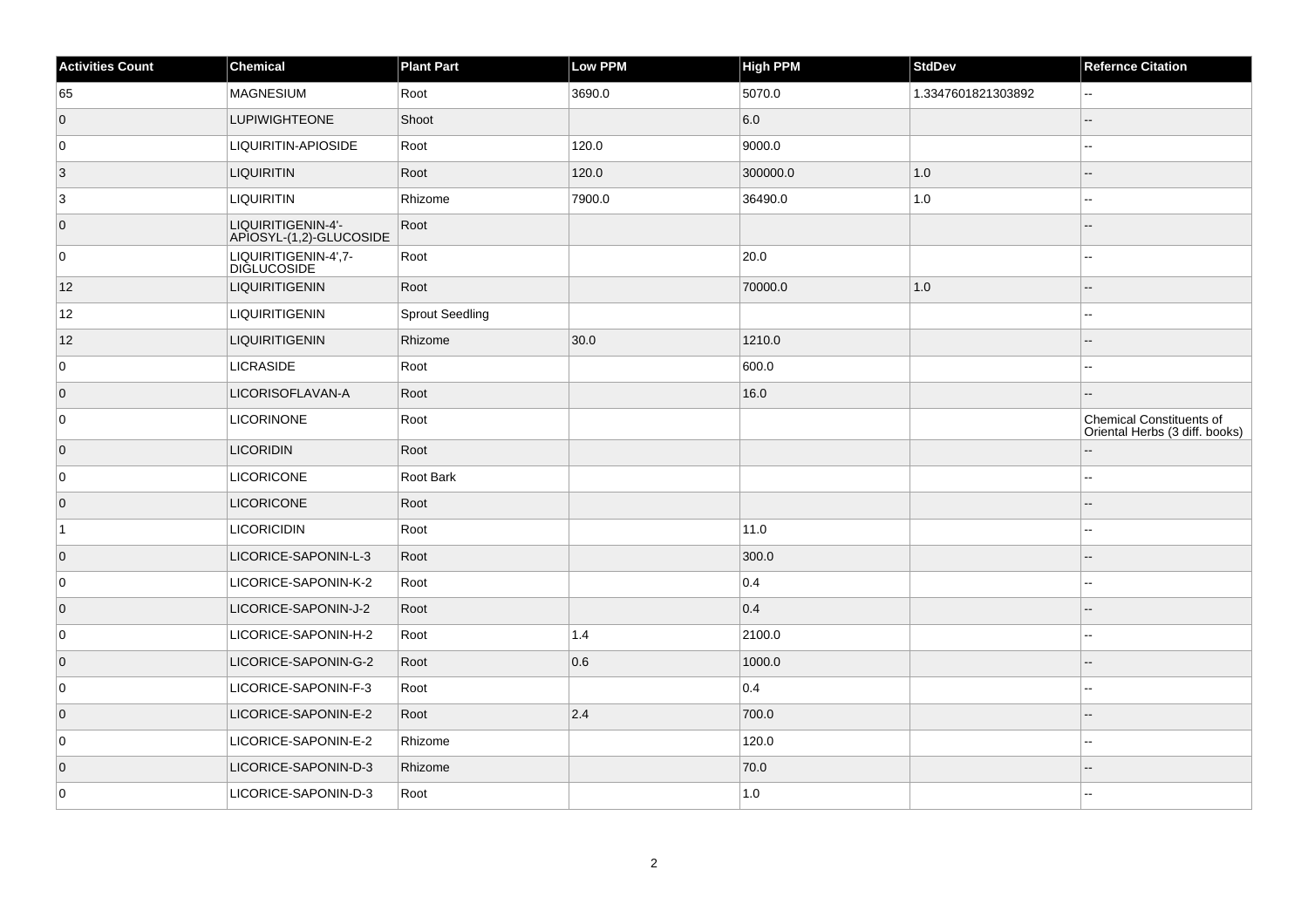| Activities Count | Chemical | Plant Part | Low PPM | High PPM | StdDev | Refernce Citation |
|---|---|---|---|---|---|---|
| 65 | MAGNESIUM | Root | 3690.0 | 5070.0 | 1.3347601821303892 | -- |
| 0 | LUPIWIGHTEONE | Shoot | | 6.0 | | -- |
| 0 | LIQUIRITIN-APIOSIDE | Root | 120.0 | 9000.0 | | -- |
| 3 | LIQUIRITIN | Root | 120.0 | 300000.0 | 1.0 | -- |
| 3 | LIQUIRITIN | Rhizome | 7900.0 | 36490.0 | 1.0 | -- |
| 0 | LIQUIRITIGENIN-4'-APIOSYL-(1,2)-GLUCOSIDE | Root | | | | -- |
| 0 | LIQUIRITIGENIN-4',7-DIGLUCOSIDE | Root | | 20.0 | | -- |
| 12 | LIQUIRITIGENIN | Root | | 70000.0 | 1.0 | -- |
| 12 | LIQUIRITIGENIN | Sprout Seedling | | | | -- |
| 12 | LIQUIRITIGENIN | Rhizome | 30.0 | 1210.0 | | -- |
| 0 | LICRASIDE | Root | | 600.0 | | -- |
| 0 | LICORISOFLAVAN-A | Root | | 16.0 | | -- |
| 0 | LICORINONE | Root | | | | Chemical Constituents of Oriental Herbs (3 diff. books) |
| 0 | LICORIDIN | Root | | | | -- |
| 0 | LICORICONE | Root Bark | | | | -- |
| 0 | LICORICONE | Root | | | | -- |
| 1 | LICORICIDIN | Root | | 11.0 | | -- |
| 0 | LICORICE-SAPONIN-L-3 | Root | | 300.0 | | -- |
| 0 | LICORICE-SAPONIN-K-2 | Root | | 0.4 | | -- |
| 0 | LICORICE-SAPONIN-J-2 | Root | | 0.4 | | -- |
| 0 | LICORICE-SAPONIN-H-2 | Root | 1.4 | 2100.0 | | -- |
| 0 | LICORICE-SAPONIN-G-2 | Root | 0.6 | 1000.0 | | -- |
| 0 | LICORICE-SAPONIN-F-3 | Root | | 0.4 | | -- |
| 0 | LICORICE-SAPONIN-E-2 | Root | 2.4 | 700.0 | | -- |
| 0 | LICORICE-SAPONIN-E-2 | Rhizome | | 120.0 | | -- |
| 0 | LICORICE-SAPONIN-D-3 | Rhizome | | 70.0 | | -- |
| 0 | LICORICE-SAPONIN-D-3 | Root | | 1.0 | | -- |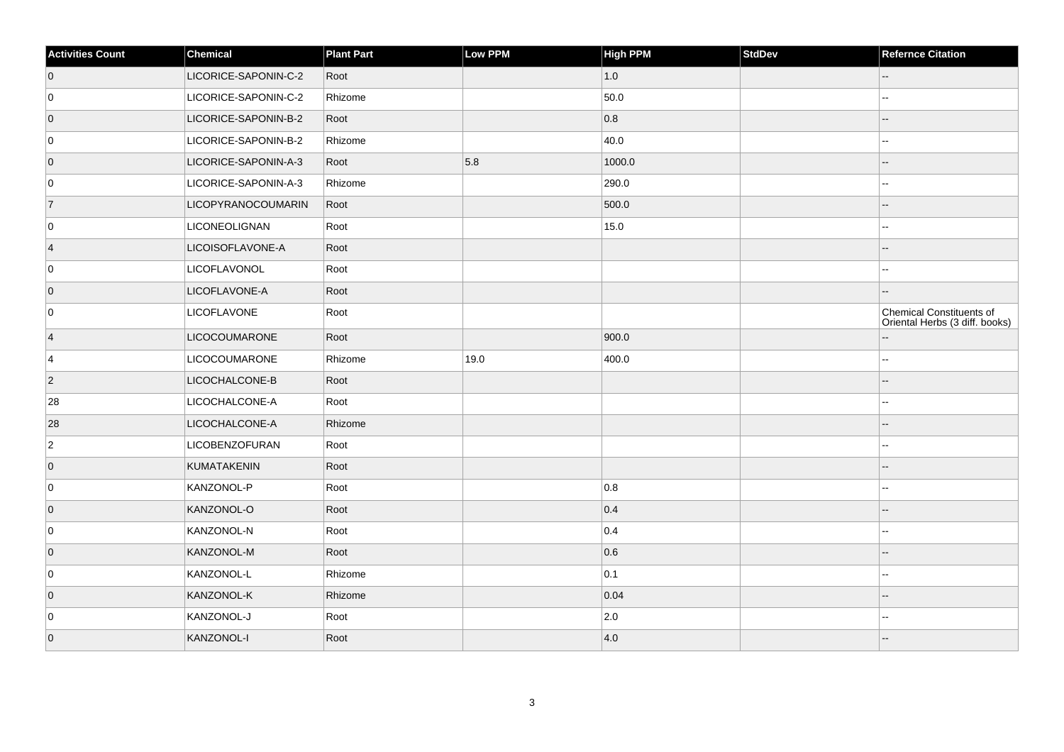| Activities Count | Chemical | Plant Part | Low PPM | High PPM | StdDev | Refernce Citation |
|---|---|---|---|---|---|---|
| 0 | LICORICE-SAPONIN-C-2 | Root | | 1.0 | | -- |
| 0 | LICORICE-SAPONIN-C-2 | Rhizome | | 50.0 | | -- |
| 0 | LICORICE-SAPONIN-B-2 | Root | | 0.8 | | -- |
| 0 | LICORICE-SAPONIN-B-2 | Rhizome | | 40.0 | | -- |
| 0 | LICORICE-SAPONIN-A-3 | Root | 5.8 | 1000.0 | | -- |
| 0 | LICORICE-SAPONIN-A-3 | Rhizome | | 290.0 | | -- |
| 7 | LICOPYRANOCOUMARIN | Root | | 500.0 | | -- |
| 0 | LICONEOLIGNAN | Root | | 15.0 | | -- |
| 4 | LICOISOFLAVONE-A | Root | | | | -- |
| 0 | LICOFLAVONOL | Root | | | | -- |
| 0 | LICOFLAVONE-A | Root | | | | -- |
| 0 | LICOFLAVONE | Root | | | | Chemical Constituents of Oriental Herbs (3 diff. books) |
| 4 | LICOCOUMARONE | Root | | 900.0 | | -- |
| 4 | LICOCOUMARONE | Rhizome | 19.0 | 400.0 | | -- |
| 2 | LICOCHALCONE-B | Root | | | | -- |
| 28 | LICOCHALCONE-A | Root | | | | -- |
| 28 | LICOCHALCONE-A | Rhizome | | | | -- |
| 2 | LICOBENZOFURAN | Root | | | | -- |
| 0 | KUMATAKENIN | Root | | | | -- |
| 0 | KANZONOL-P | Root | | 0.8 | | -- |
| 0 | KANZONOL-O | Root | | 0.4 | | -- |
| 0 | KANZONOL-N | Root | | 0.4 | | -- |
| 0 | KANZONOL-M | Root | | 0.6 | | -- |
| 0 | KANZONOL-L | Rhizome | | 0.1 | | -- |
| 0 | KANZONOL-K | Rhizome | | 0.04 | | -- |
| 0 | KANZONOL-J | Root | | 2.0 | | -- |
| 0 | KANZONOL-I | Root | | 4.0 | | -- |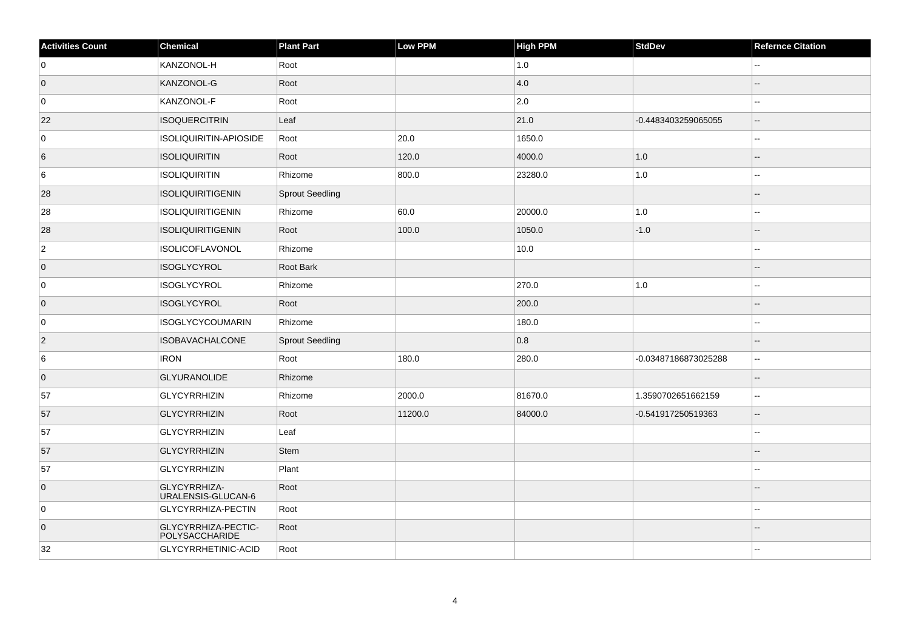| Activities Count | Chemical | Plant Part | Low PPM | High PPM | StdDev | Refernce Citation |
|---|---|---|---|---|---|---|
| 0 | KANZONOL-H | Root | | 1.0 | | -- |
| 0 | KANZONOL-G | Root | | 4.0 | | -- |
| 0 | KANZONOL-F | Root | | 2.0 | | -- |
| 22 | ISOQUERCITRIN | Leaf | | 21.0 | -0.4483403259065055 | -- |
| 0 | ISOLIQUIRITIN-APIOSIDE | Root | 20.0 | 1650.0 | | -- |
| 6 | ISOLIQUIRITIN | Root | 120.0 | 4000.0 | 1.0 | -- |
| 6 | ISOLIQUIRITIN | Rhizome | 800.0 | 23280.0 | 1.0 | -- |
| 28 | ISOLIQUIRITIGENIN | Sprout Seedling | | | | -- |
| 28 | ISOLIQUIRITIGENIN | Rhizome | 60.0 | 20000.0 | 1.0 | -- |
| 28 | ISOLIQUIRITIGENIN | Root | 100.0 | 1050.0 | -1.0 | -- |
| 2 | ISOLICOFLAVONOL | Rhizome | | 10.0 | | -- |
| 0 | ISOGLYCYROL | Root Bark | | | | -- |
| 0 | ISOGLYCYROL | Rhizome | | 270.0 | 1.0 | -- |
| 0 | ISOGLYCYROL | Root | | 200.0 | | -- |
| 0 | ISOGLYCYCOUMARIN | Rhizome | | 180.0 | | -- |
| 2 | ISOBAVACHALCONE | Sprout Seedling | | 0.8 | | -- |
| 6 | IRON | Root | 180.0 | 280.0 | -0.03487186873025288 | -- |
| 0 | GLYURANOLIDE | Rhizome | | | | -- |
| 57 | GLYCYRRHIZIN | Rhizome | 2000.0 | 81670.0 | 1.3590702651662159 | -- |
| 57 | GLYCYRRHIZIN | Root | 11200.0 | 84000.0 | -0.541917250519363 | -- |
| 57 | GLYCYRRHIZIN | Leaf | | | | -- |
| 57 | GLYCYRRHIZIN | Stem | | | | -- |
| 57 | GLYCYRRHIZIN | Plant | | | | -- |
| 0 | GLYCYRRHIZA-URALENSIS-GLUCAN-6 | Root | | | | -- |
| 0 | GLYCYRRHIZA-PECTIN | Root | | | | -- |
| 0 | GLYCYRRHIZA-PECTIC-POLYSACCHARIDE | Root | | | | -- |
| 32 | GLYCYRRHETINIC-ACID | Root | | | | -- |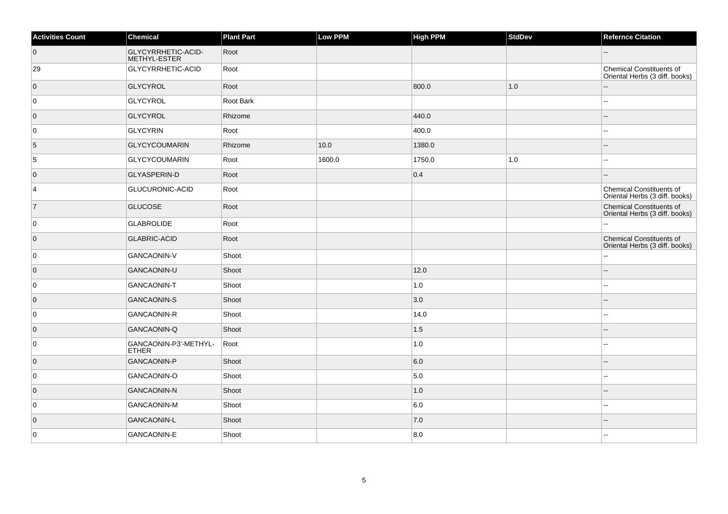| Activities Count | Chemical | Plant Part | Low PPM | High PPM | StdDev | Refernce Citation |
| --- | --- | --- | --- | --- | --- | --- |
| 0 | GLYCYRRHETIC-ACID-METHYL-ESTER | Root | | | | -- |
| 29 | GLYCYRRHETIC-ACID | Root | | | | Chemical Constituents of Oriental Herbs (3 diff. books) |
| 0 | GLYCYROL | Root | | 800.0 | 1.0 | -- |
| 0 | GLYCYROL | Root Bark | | | | -- |
| 0 | GLYCYROL | Rhizome | | 440.0 | | -- |
| 0 | GLYCYRIN | Root | | 400.0 | | -- |
| 5 | GLYCYCOUMARIN | Rhizome | 10.0 | 1380.0 | | -- |
| 5 | GLYCYCOUMARIN | Root | 1600.0 | 1750.0 | 1.0 | -- |
| 0 | GLYASPERIN-D | Root | | 0.4 | | -- |
| 4 | GLUCURONIC-ACID | Root | | | | Chemical Constituents of Oriental Herbs (3 diff. books) |
| 7 | GLUCOSE | Root | | | | Chemical Constituents of Oriental Herbs (3 diff. books) |
| 0 | GLABROLIDE | Root | | | | -- |
| 0 | GLABRIC-ACID | Root | | | | Chemical Constituents of Oriental Herbs (3 diff. books) |
| 0 | GANCAONIN-V | Shoot | | | | -- |
| 0 | GANCAONIN-U | Shoot | | 12.0 | | -- |
| 0 | GANCAONIN-T | Shoot | | 1.0 | | -- |
| 0 | GANCAONIN-S | Shoot | | 3.0 | | -- |
| 0 | GANCAONIN-R | Shoot | | 14.0 | | -- |
| 0 | GANCAONIN-Q | Shoot | | 1.5 | | -- |
| 0 | GANCAONIN-P3'-METHYL-ETHER | Root | | 1.0 | | -- |
| 0 | GANCAONIN-P | Shoot | | 6.0 | | -- |
| 0 | GANCAONIN-O | Shoot | | 5.0 | | -- |
| 0 | GANCAONIN-N | Shoot | | 1.0 | | -- |
| 0 | GANCAONIN-M | Shoot | | 6.0 | | -- |
| 0 | GANCAONIN-L | Shoot | | 7.0 | | -- |
| 0 | GANCAONIN-E | Shoot | | 8.0 | | -- |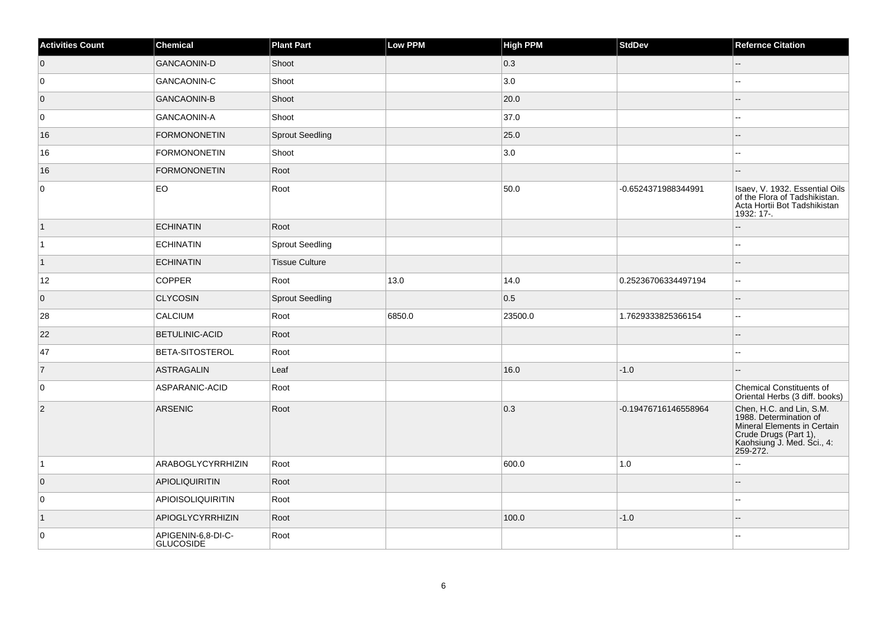| Activities Count | Chemical | Plant Part | Low PPM | High PPM | StdDev | Refernce Citation |
| --- | --- | --- | --- | --- | --- | --- |
| 0 | GANCAONIN-D | Shoot | | 0.3 | | -- |
| 0 | GANCAONIN-C | Shoot | | 3.0 | | -- |
| 0 | GANCAONIN-B | Shoot | | 20.0 | | -- |
| 0 | GANCAONIN-A | Shoot | | 37.0 | | -- |
| 16 | FORMONONETIN | Sprout Seedling | | 25.0 | | -- |
| 16 | FORMONONETIN | Shoot | | 3.0 | | -- |
| 16 | FORMONONETIN | Root | | | | -- |
| 0 | EO | Root | | 50.0 | -0.6524371988344991 | Isaev, V. 1932. Essential Oils of the Flora of Tadshikistan. Acta Hortii Bot Tadshikistan 1932: 17-. |
| 1 | ECHINATIN | Root | | | | -- |
| 1 | ECHINATIN | Sprout Seedling | | | | -- |
| 1 | ECHINATIN | Tissue Culture | | | | -- |
| 12 | COPPER | Root | 13.0 | 14.0 | 0.25236706334497194 | -- |
| 0 | CLYCOSIN | Sprout Seedling | | 0.5 | | -- |
| 28 | CALCIUM | Root | 6850.0 | 23500.0 | 1.7629333825366154 | -- |
| 22 | BETULINIC-ACID | Root | | | | -- |
| 47 | BETA-SITOSTEROL | Root | | | | -- |
| 7 | ASTRAGALIN | Leaf | | 16.0 | -1.0 | -- |
| 0 | ASPARANIC-ACID | Root | | | | Chemical Constituents of Oriental Herbs (3 diff. books) |
| 2 | ARSENIC | Root | | 0.3 | -0.19476716146558964 | Chen, H.C. and Lin, S.M. 1988. Determination of Mineral Elements in Certain Crude Drugs (Part 1), Kaohsiung J. Med. Sci., 4: 259-272. |
| 1 | ARABOGLYCYRRHIZIN | Root | | 600.0 | 1.0 | -- |
| 0 | APIOLIQUIRITIN | Root | | | | -- |
| 0 | APIOISOLIQUIRITIN | Root | | | | -- |
| 1 | APIOGLYCYRRHIZIN | Root | | 100.0 | -1.0 | -- |
| 0 | APIGENIN-6,8-DI-C-GLUCOSIDE | Root | | | | -- |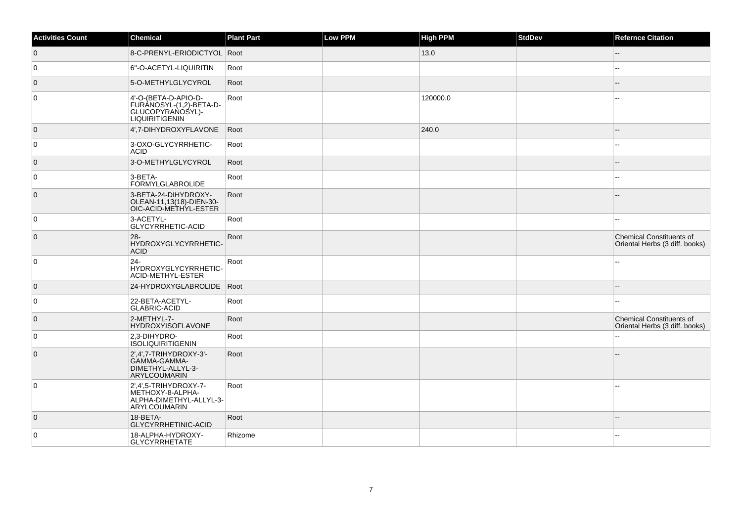| Activities Count | Chemical | Plant Part | Low PPM | High PPM | StdDev | Refernce Citation |
| --- | --- | --- | --- | --- | --- | --- |
| 0 | 8-C-PRENYL-ERIODICTYOL | Root | | 13.0 | | -- |
| 0 | 6''-O-ACETYL-LIQUIRITIN | Root | | | | -- |
| 0 | 5-O-METHYLGLYCYROL | Root | | | | -- |
| 0 | 4'-O-(BETA-D-APIO-D-FURANOSYL-(1,2)-BETA-D-GLUCOPYRANOSYL)-LIQUIRITIGENIN | Root | | 120000.0 | | -- |
| 0 | 4',7-DIHYDROXYFLAVONE | Root | | 240.0 | | -- |
| 0 | 3-OXO-GLYCYRRHETIC-ACID | Root | | | | -- |
| 0 | 3-O-METHYLGLYCYROL | Root | | | | -- |
| 0 | 3-BETA-FORMYLGLABROLIDE | Root | | | | -- |
| 0 | 3-BETA-24-DIHYDROXY-OLEAN-11,13(18)-DIEN-30-OIC-ACID-METHYL-ESTER | Root | | | | -- |
| 0 | 3-ACETYL-GLYCYRRHETIC-ACID | Root | | | | -- |
| 0 | 28-HYDROXYGLYCYRRHETIC-ACID | Root | | | | Chemical Constituents of Oriental Herbs (3 diff. books) |
| 0 | 24-HYDROXYGLYCYRRHETIC-ACID-METHYL-ESTER | Root | | | | -- |
| 0 | 24-HYDROXYGLABROLIDE | Root | | | | -- |
| 0 | 22-BETA-ACETYL-GLABRIC-ACID | Root | | | | -- |
| 0 | 2-METHYL-7-HYDROXYISOFLAVONE | Root | | | | Chemical Constituents of Oriental Herbs (3 diff. books) |
| 0 | 2,3-DIHYDRO-ISOLIQUIRITIGENIN | Root | | | | -- |
| 0 | 2',4',7-TRIHYDROXY-3'-GAMMA-GAMMA-DIMETHYL-ALLYL-3-ARYLCOUMARIN | Root | | | | -- |
| 0 | 2',4',5-TRIHYDROXY-7-METHOXY-8-ALPHA-ALPHA-DIMETHYL-ALLYL-3-ARYLCOUMARIN | Root | | | | -- |
| 0 | 18-BETA-GLYCYRRHETINIC-ACID | Root | | | | -- |
| 0 | 18-ALPHA-HYDROXY-GLYCYRRHETATE | Rhizome | | | | -- |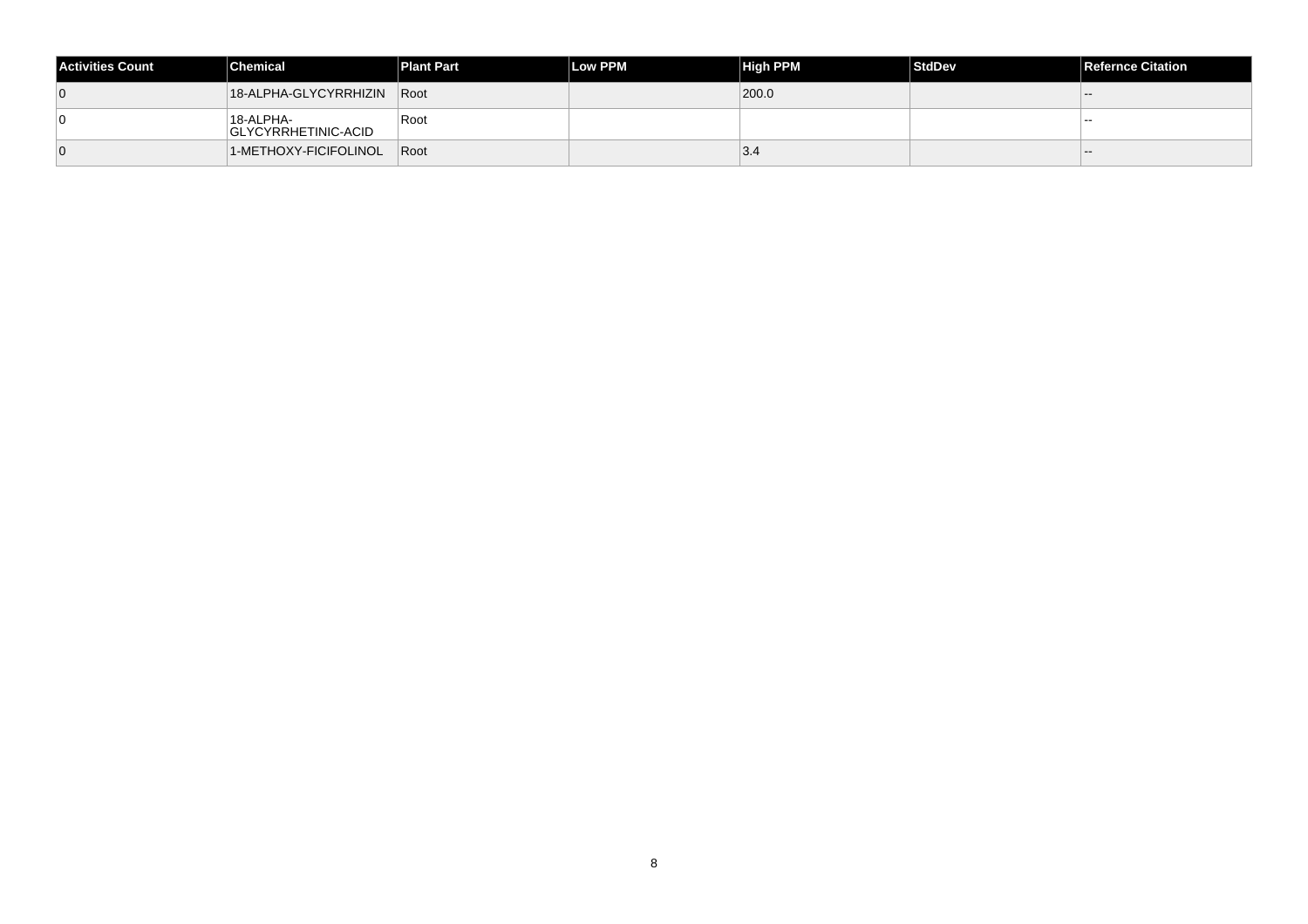| Activities Count | Chemical | Plant Part | Low PPM | High PPM | StdDev | Refernce Citation |
|---|---|---|---|---|---|---|
| 0 | 18-ALPHA-GLYCYRRHIZIN | Root | | 200.0 | | -- |
| 0 | 18-ALPHA-GLYCYRRHETINIC-ACID | Root | | | | -- |
| 0 | 1-METHOXY-FICIFOLINOL | Root | | 3.4 | | -- |